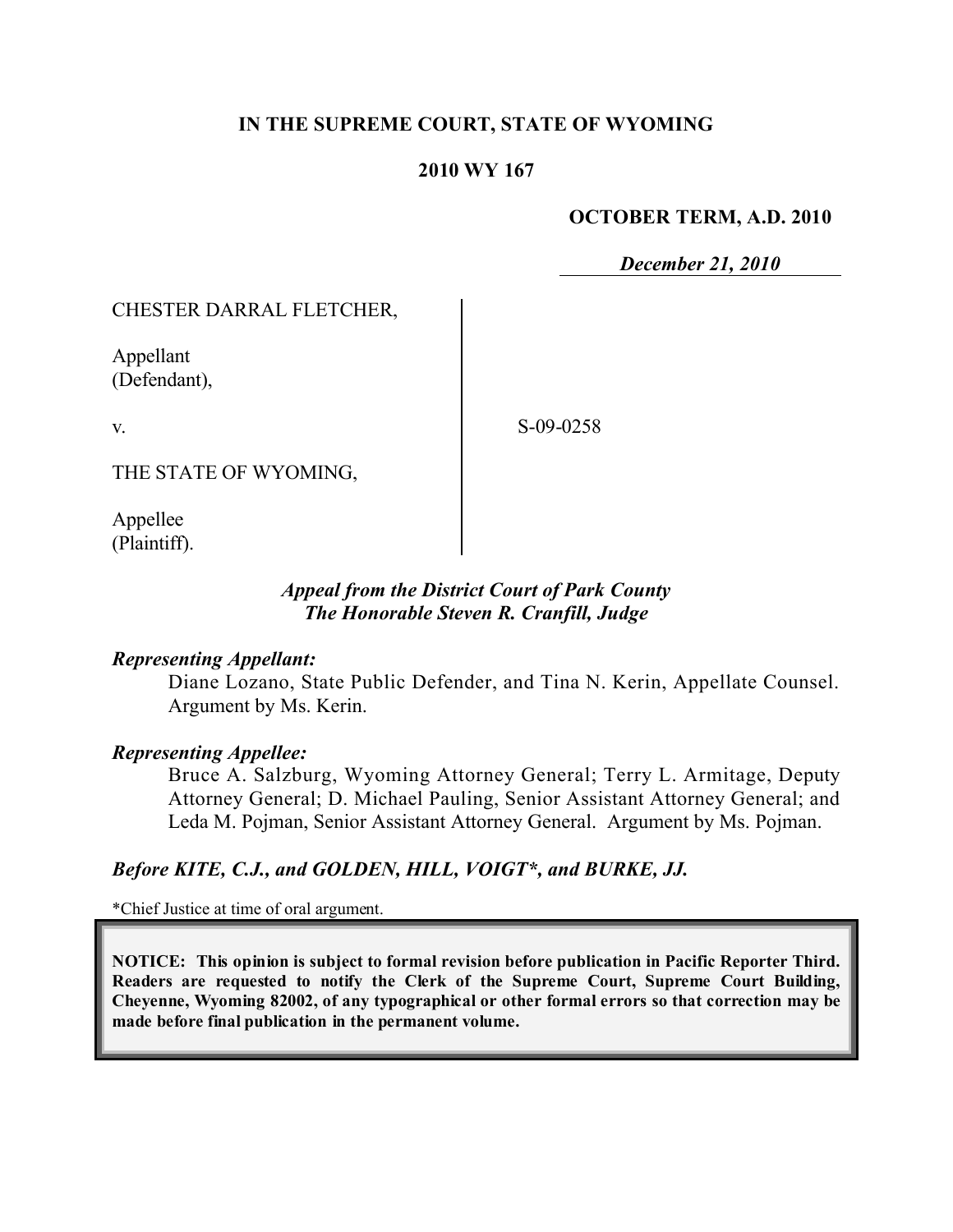**IN THE SUPREME COURT, STATE OF WYOMING**

**2010 WY 167**

**OCTOBER TERM, A.D. 2010**

***December 21, 2010***

CHESTER DARRAL FLETCHER,

Appellant
(Defendant),

v.

S-09-0258

THE STATE OF WYOMING,

Appellee
(Plaintiff).

***Appeal from the District Court of Park County***
***The Honorable Steven R. Cranfill, Judge***

***Representing Appellant:***

Diane Lozano, State Public Defender, and Tina N. Kerin, Appellate Counsel. Argument by Ms. Kerin.

***Representing Appellee:***

Bruce A. Salzburg, Wyoming Attorney General; Terry L. Armitage, Deputy Attorney General; D. Michael Pauling, Senior Assistant Attorney General; and Leda M. Pojman, Senior Assistant Attorney General. Argument by Ms. Pojman.

***Before KITE, C.J., and GOLDEN, HILL, VOIGT\*, and BURKE, JJ.***

\*Chief Justice at time of oral argument.

**NOTICE: This opinion is subject to formal revision before publication in Pacific Reporter Third. Readers are requested to notify the Clerk of the Supreme Court, Supreme Court Building, Cheyenne, Wyoming 82002, of any typographical or other formal errors so that correction may be made before final publication in the permanent volume.**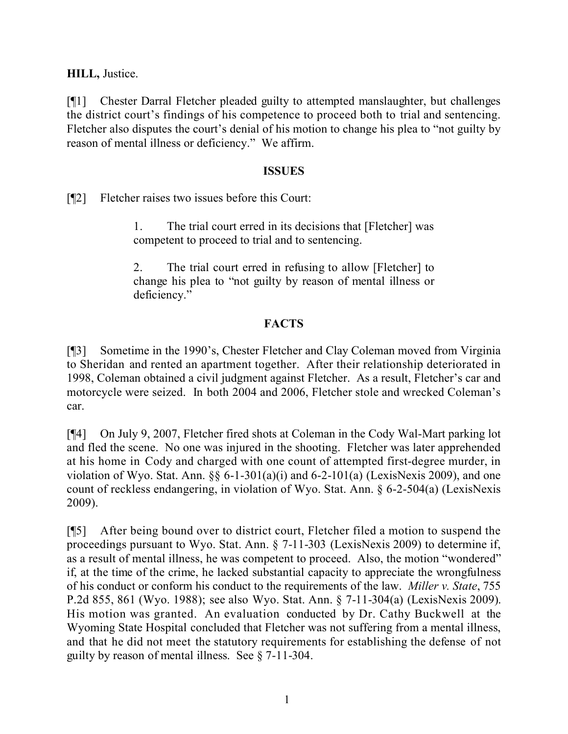**HILL,** Justice.

[¶1] Chester Darral Fletcher pleaded guilty to attempted manslaughter, but challenges the district court's findings of his competence to proceed both to trial and sentencing. Fletcher also disputes the court's denial of his motion to change his plea to "not guilty by reason of mental illness or deficiency." We affirm.

## ISSUES

[¶2] Fletcher raises two issues before this Court:

> 1. The trial court erred in its decisions that [Fletcher] was competent to proceed to trial and to sentencing.
>
> 2. The trial court erred in refusing to allow [Fletcher] to change his plea to "not guilty by reason of mental illness or deficiency."

## FACTS

[¶3] Sometime in the 1990's, Chester Fletcher and Clay Coleman moved from Virginia to Sheridan and rented an apartment together. After their relationship deteriorated in 1998, Coleman obtained a civil judgment against Fletcher. As a result, Fletcher's car and motorcycle were seized. In both 2004 and 2006, Fletcher stole and wrecked Coleman's car.

[¶4] On July 9, 2007, Fletcher fired shots at Coleman in the Cody Wal-Mart parking lot and fled the scene. No one was injured in the shooting. Fletcher was later apprehended at his home in Cody and charged with one count of attempted first-degree murder, in violation of Wyo. Stat. Ann. §§ 6-1-301(a)(i) and 6-2-101(a) (LexisNexis 2009), and one count of reckless endangering, in violation of Wyo. Stat. Ann. § 6-2-504(a) (LexisNexis 2009).

[¶5] After being bound over to district court, Fletcher filed a motion to suspend the proceedings pursuant to Wyo. Stat. Ann. § 7-11-303 (LexisNexis 2009) to determine if, as a result of mental illness, he was competent to proceed. Also, the motion "wondered" if, at the time of the crime, he lacked substantial capacity to appreciate the wrongfulness of his conduct or conform his conduct to the requirements of the law. *Miller v. State*, 755 P.2d 855, 861 (Wyo. 1988); see also Wyo. Stat. Ann. § 7-11-304(a) (LexisNexis 2009). His motion was granted. An evaluation conducted by Dr. Cathy Buckwell at the Wyoming State Hospital concluded that Fletcher was not suffering from a mental illness, and that he did not meet the statutory requirements for establishing the defense of not guilty by reason of mental illness. See § 7-11-304.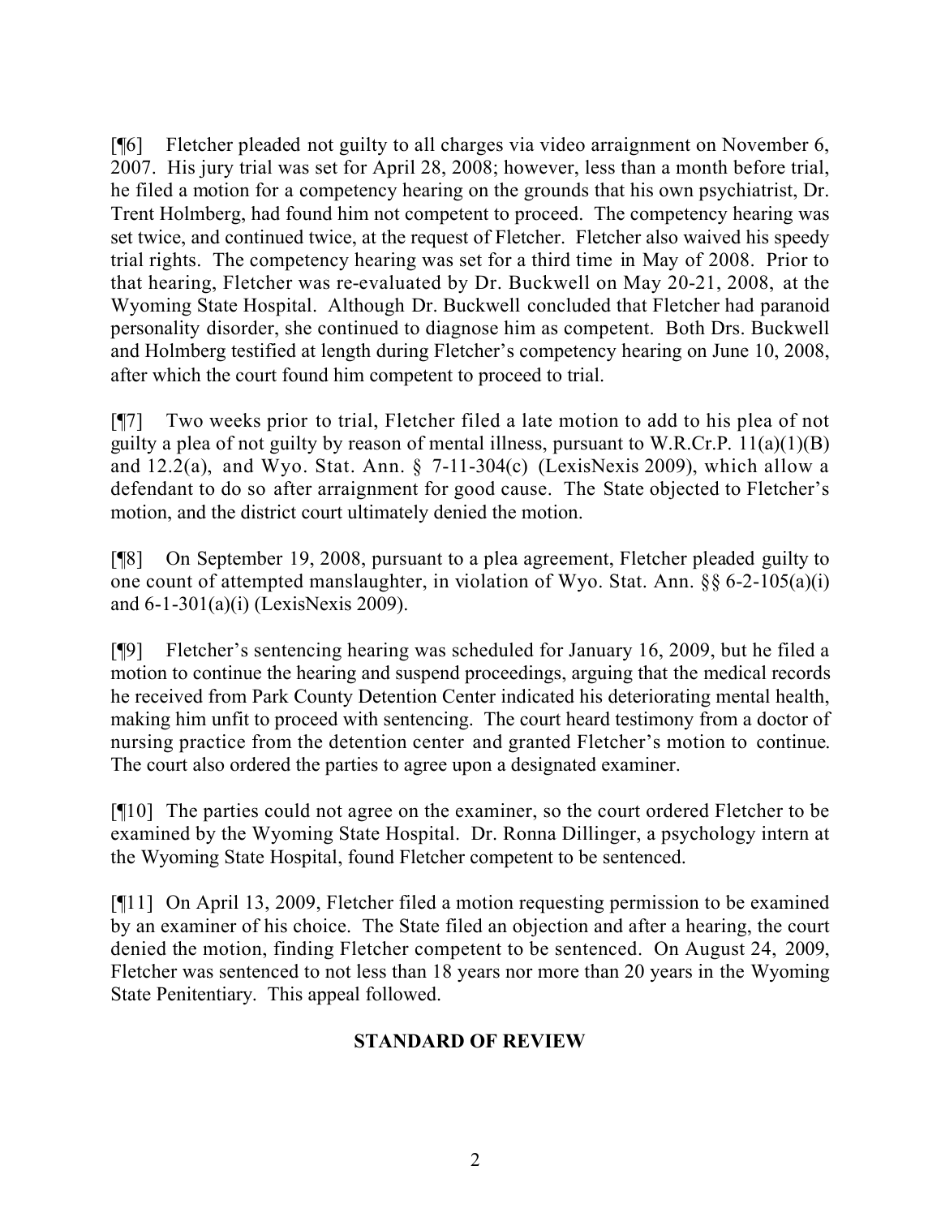[¶6] Fletcher pleaded not guilty to all charges via video arraignment on November 6, 2007. His jury trial was set for April 28, 2008; however, less than a month before trial, he filed a motion for a competency hearing on the grounds that his own psychiatrist, Dr. Trent Holmberg, had found him not competent to proceed. The competency hearing was set twice, and continued twice, at the request of Fletcher. Fletcher also waived his speedy trial rights. The competency hearing was set for a third time in May of 2008. Prior to that hearing, Fletcher was re-evaluated by Dr. Buckwell on May 20-21, 2008, at the Wyoming State Hospital. Although Dr. Buckwell concluded that Fletcher had paranoid personality disorder, she continued to diagnose him as competent. Both Drs. Buckwell and Holmberg testified at length during Fletcher's competency hearing on June 10, 2008, after which the court found him competent to proceed to trial.

[¶7] Two weeks prior to trial, Fletcher filed a late motion to add to his plea of not guilty a plea of not guilty by reason of mental illness, pursuant to W.R.Cr.P. 11(a)(1)(B) and 12.2(a), and Wyo. Stat. Ann. § 7-11-304(c) (LexisNexis 2009), which allow a defendant to do so after arraignment for good cause. The State objected to Fletcher's motion, and the district court ultimately denied the motion.

[¶8] On September 19, 2008, pursuant to a plea agreement, Fletcher pleaded guilty to one count of attempted manslaughter, in violation of Wyo. Stat. Ann. §§ 6-2-105(a)(i) and 6-1-301(a)(i) (LexisNexis 2009).

[¶9] Fletcher's sentencing hearing was scheduled for January 16, 2009, but he filed a motion to continue the hearing and suspend proceedings, arguing that the medical records he received from Park County Detention Center indicated his deteriorating mental health, making him unfit to proceed with sentencing. The court heard testimony from a doctor of nursing practice from the detention center and granted Fletcher's motion to continue. The court also ordered the parties to agree upon a designated examiner.

[¶10] The parties could not agree on the examiner, so the court ordered Fletcher to be examined by the Wyoming State Hospital. Dr. Ronna Dillinger, a psychology intern at the Wyoming State Hospital, found Fletcher competent to be sentenced.

[¶11] On April 13, 2009, Fletcher filed a motion requesting permission to be examined by an examiner of his choice. The State filed an objection and after a hearing, the court denied the motion, finding Fletcher competent to be sentenced. On August 24, 2009, Fletcher was sentenced to not less than 18 years nor more than 20 years in the Wyoming State Penitentiary. This appeal followed.

## STANDARD OF REVIEW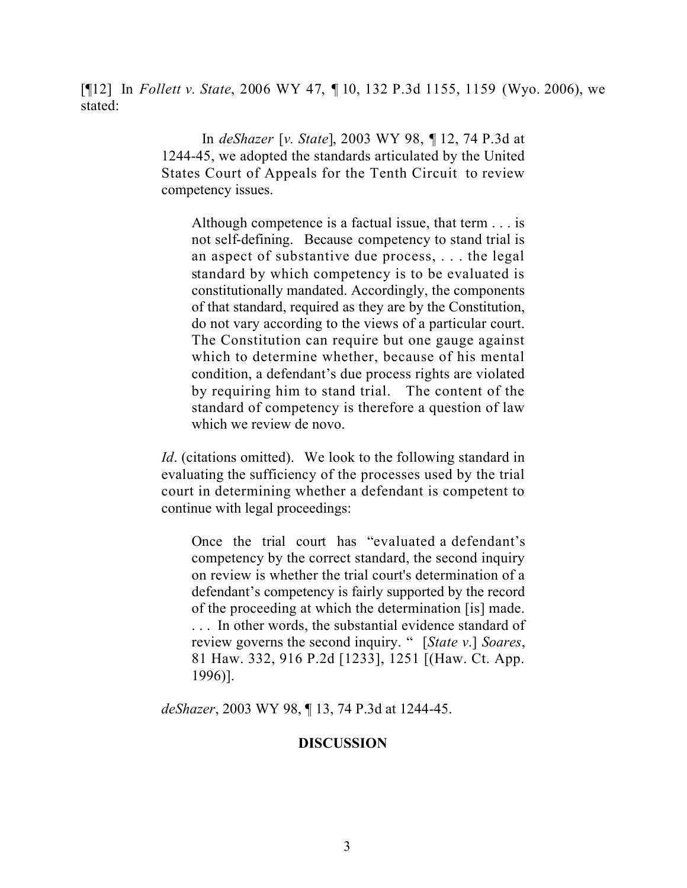[¶12] In *Follett v. State*, 2006 WY 47, ¶ 10, 132 P.3d 1155, 1159 (Wyo. 2006), we stated:

> In *deShazer* [*v. State*], 2003 WY 98, ¶ 12, 74 P.3d at 1244-45, we adopted the standards articulated by the United States Court of Appeals for the Tenth Circuit to review competency issues.
>
> > Although competence is a factual issue, that term . . . is not self-defining. Because competency to stand trial is an aspect of substantive due process, . . . the legal standard by which competency is to be evaluated is constitutionally mandated. Accordingly, the components of that standard, required as they are by the Constitution, do not vary according to the views of a particular court. The Constitution can require but one gauge against which to determine whether, because of his mental condition, a defendant's due process rights are violated by requiring him to stand trial. The content of the standard of competency is therefore a question of law which we review de novo.
>
> *Id*. (citations omitted). We look to the following standard in evaluating the sufficiency of the processes used by the trial court in determining whether a defendant is competent to continue with legal proceedings:
>
> > Once the trial court has "evaluated a defendant's competency by the correct standard, the second inquiry on review is whether the trial court's determination of a defendant's competency is fairly supported by the record of the proceeding at which the determination [is] made. . . . In other words, the substantial evidence standard of review governs the second inquiry. " [*State v*.] *Soares*, 81 Haw. 332, 916 P.2d [1233], 1251 [(Haw. Ct. App. 1996)].
>
> *deShazer*, 2003 WY 98, ¶ 13, 74 P.3d at 1244-45.

## DISCUSSION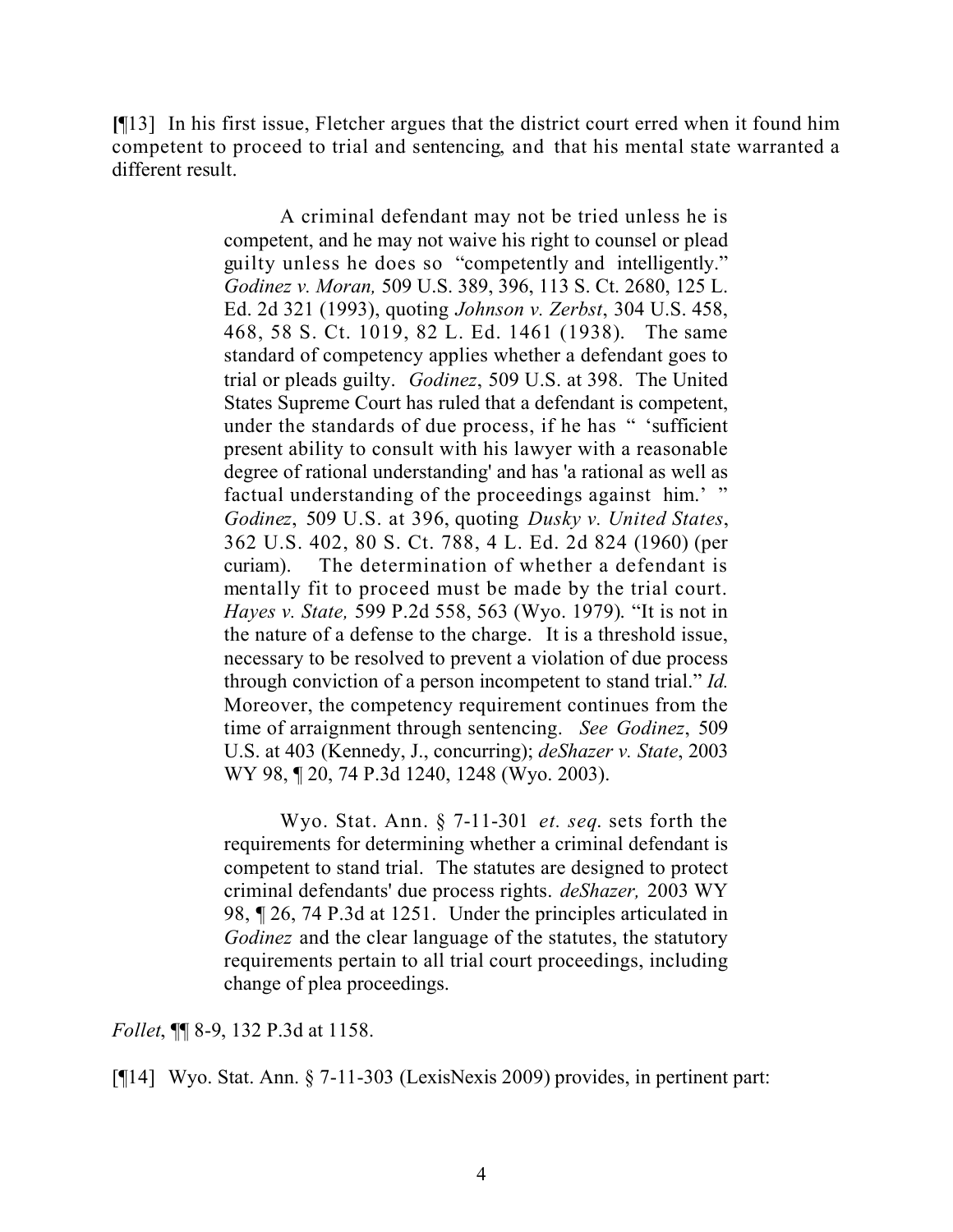[¶13] In his first issue, Fletcher argues that the district court erred when it found him competent to proceed to trial and sentencing, and that his mental state warranted a different result.

> A criminal defendant may not be tried unless he is competent, and he may not waive his right to counsel or plead guilty unless he does so "competently and intelligently." *Godinez v. Moran,* 509 U.S. 389, 396, 113 S. Ct. 2680, 125 L. Ed. 2d 321 (1993), quoting *Johnson v. Zerbst*, 304 U.S. 458, 468, 58 S. Ct. 1019, 82 L. Ed. 1461 (1938). The same standard of competency applies whether a defendant goes to trial or pleads guilty. *Godinez*, 509 U.S. at 398. The United States Supreme Court has ruled that a defendant is competent, under the standards of due process, if he has " 'sufficient present ability to consult with his lawyer with a reasonable degree of rational understanding' and has 'a rational as well as factual understanding of the proceedings against him.' " *Godinez*, 509 U.S. at 396, quoting *Dusky v. United States*, 362 U.S. 402, 80 S. Ct. 788, 4 L. Ed. 2d 824 (1960) (per curiam). The determination of whether a defendant is mentally fit to proceed must be made by the trial court. *Hayes v. State,* 599 P.2d 558, 563 (Wyo. 1979). "It is not in the nature of a defense to the charge. It is a threshold issue, necessary to be resolved to prevent a violation of due process through conviction of a person incompetent to stand trial." *Id.* Moreover, the competency requirement continues from the time of arraignment through sentencing. *See Godinez*, 509 U.S. at 403 (Kennedy, J., concurring); *deShazer v. State*, 2003 WY 98, ¶ 20, 74 P.3d 1240, 1248 (Wyo. 2003).
>
> Wyo. Stat. Ann. § 7-11-301 *et. seq.* sets forth the requirements for determining whether a criminal defendant is competent to stand trial. The statutes are designed to protect criminal defendants' due process rights. *deShazer,* 2003 WY 98, ¶ 26, 74 P.3d at 1251. Under the principles articulated in *Godinez* and the clear language of the statutes, the statutory requirements pertain to all trial court proceedings, including change of plea proceedings.

*Follet*, ¶¶ 8-9, 132 P.3d at 1158.

[¶14] Wyo. Stat. Ann. § 7-11-303 (LexisNexis 2009) provides, in pertinent part: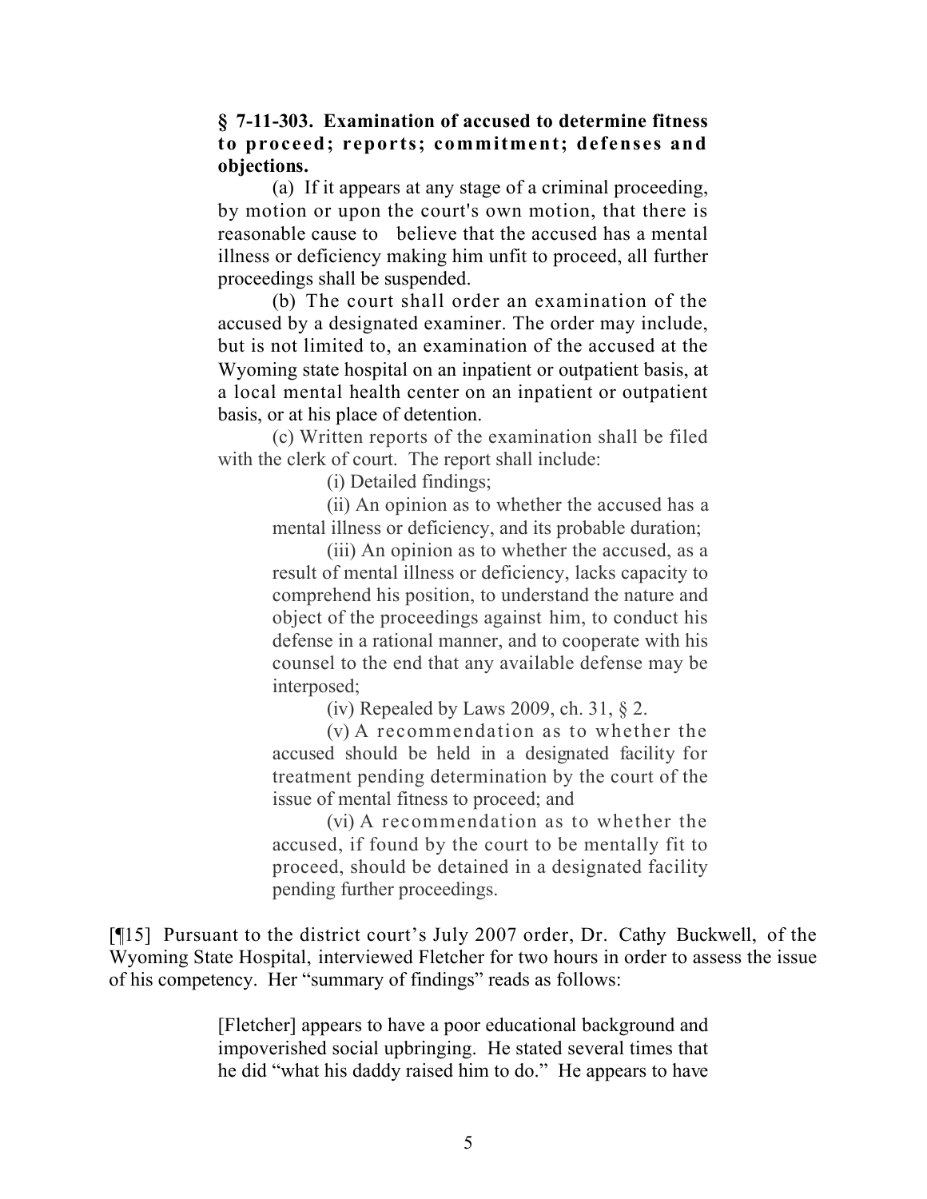**§ 7-11-303. Examination of accused to determine fitness to proceed; reports; commitment; defenses and objections.**

(a) If it appears at any stage of a criminal proceeding, by motion or upon the court's own motion, that there is reasonable cause to believe that the accused has a mental illness or deficiency making him unfit to proceed, all further proceedings shall be suspended.

(b) The court shall order an examination of the accused by a designated examiner. The order may include, but is not limited to, an examination of the accused at the Wyoming state hospital on an inpatient or outpatient basis, at a local mental health center on an inpatient or outpatient basis, or at his place of detention.

(c) Written reports of the examination shall be filed with the clerk of court. The report shall include:

(i) Detailed findings;

(ii) An opinion as to whether the accused has a mental illness or deficiency, and its probable duration;

(iii) An opinion as to whether the accused, as a result of mental illness or deficiency, lacks capacity to comprehend his position, to understand the nature and object of the proceedings against him, to conduct his defense in a rational manner, and to cooperate with his counsel to the end that any available defense may be interposed;

(iv) Repealed by Laws 2009, ch. 31, § 2.

(v) A recommendation as to whether the accused should be held in a designated facility for treatment pending determination by the court of the issue of mental fitness to proceed; and

(vi) A recommendation as to whether the accused, if found by the court to be mentally fit to proceed, should be detained in a designated facility pending further proceedings.

[¶15] Pursuant to the district court's July 2007 order, Dr. Cathy Buckwell, of the Wyoming State Hospital, interviewed Fletcher for two hours in order to assess the issue of his competency. Her "summary of findings" reads as follows:

> [Fletcher] appears to have a poor educational background and impoverished social upbringing. He stated several times that he did "what his daddy raised him to do." He appears to have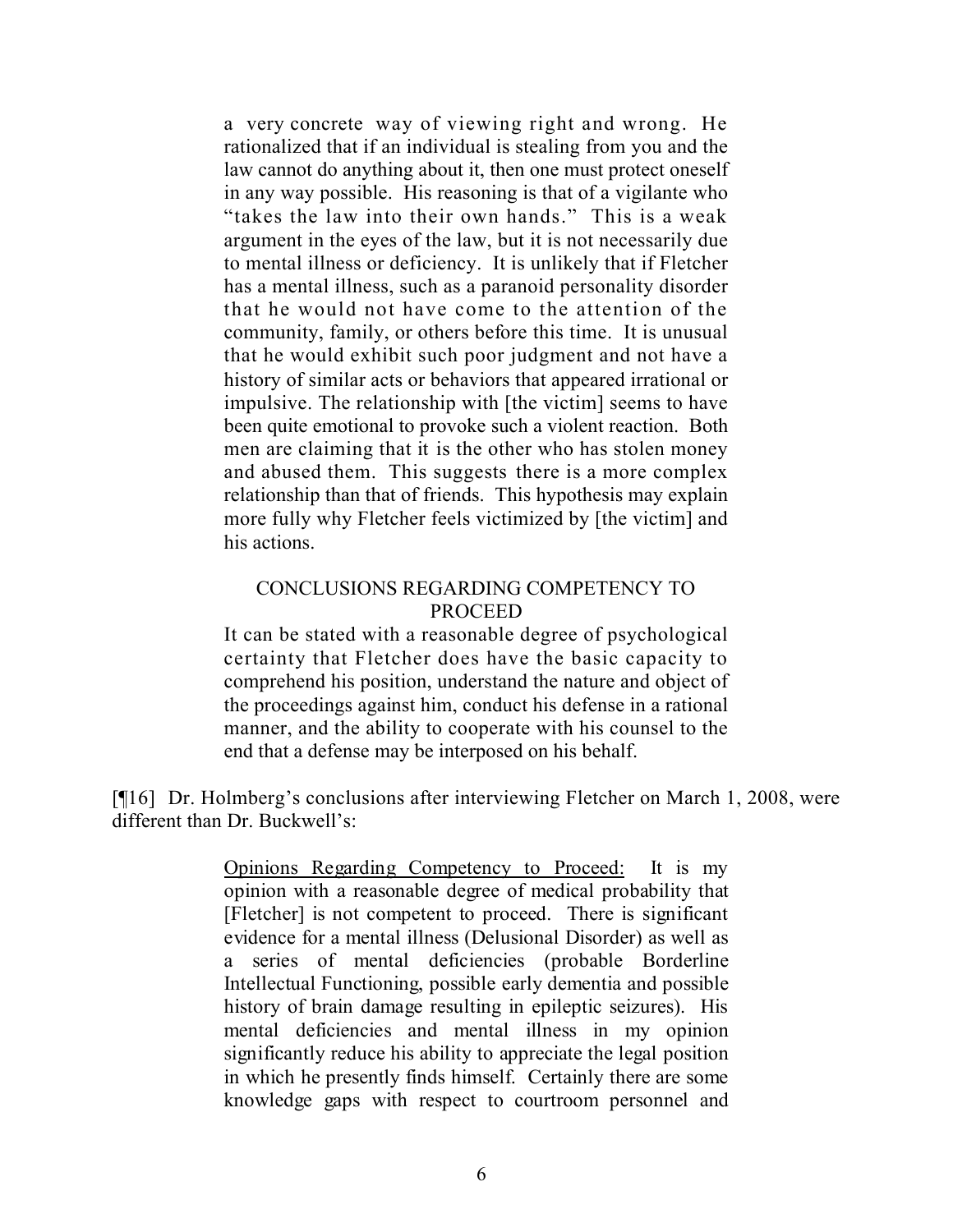> a very concrete way of viewing right and wrong. He rationalized that if an individual is stealing from you and the law cannot do anything about it, then one must protect oneself in any way possible. His reasoning is that of a vigilante who "takes the law into their own hands." This is a weak argument in the eyes of the law, but it is not necessarily due to mental illness or deficiency. It is unlikely that if Fletcher has a mental illness, such as a paranoid personality disorder that he would not have come to the attention of the community, family, or others before this time. It is unusual that he would exhibit such poor judgment and not have a history of similar acts or behaviors that appeared irrational or impulsive. The relationship with [the victim] seems to have been quite emotional to provoke such a violent reaction. Both men are claiming that it is the other who has stolen money and abused them. This suggests there is a more complex relationship than that of friends. This hypothesis may explain more fully why Fletcher feels victimized by [the victim] and his actions.
>
> CONCLUSIONS REGARDING COMPETENCY TO PROCEED
>
> It can be stated with a reasonable degree of psychological certainty that Fletcher does have the basic capacity to comprehend his position, understand the nature and object of the proceedings against him, conduct his defense in a rational manner, and the ability to cooperate with his counsel to the end that a defense may be interposed on his behalf.

[¶16] Dr. Holmberg's conclusions after interviewing Fletcher on March 1, 2008, were different than Dr. Buckwell's:

> Opinions Regarding Competency to Proceed: It is my opinion with a reasonable degree of medical probability that [Fletcher] is not competent to proceed. There is significant evidence for a mental illness (Delusional Disorder) as well as a series of mental deficiencies (probable Borderline Intellectual Functioning, possible early dementia and possible history of brain damage resulting in epileptic seizures). His mental deficiencies and mental illness in my opinion significantly reduce his ability to appreciate the legal position in which he presently finds himself. Certainly there are some knowledge gaps with respect to courtroom personnel and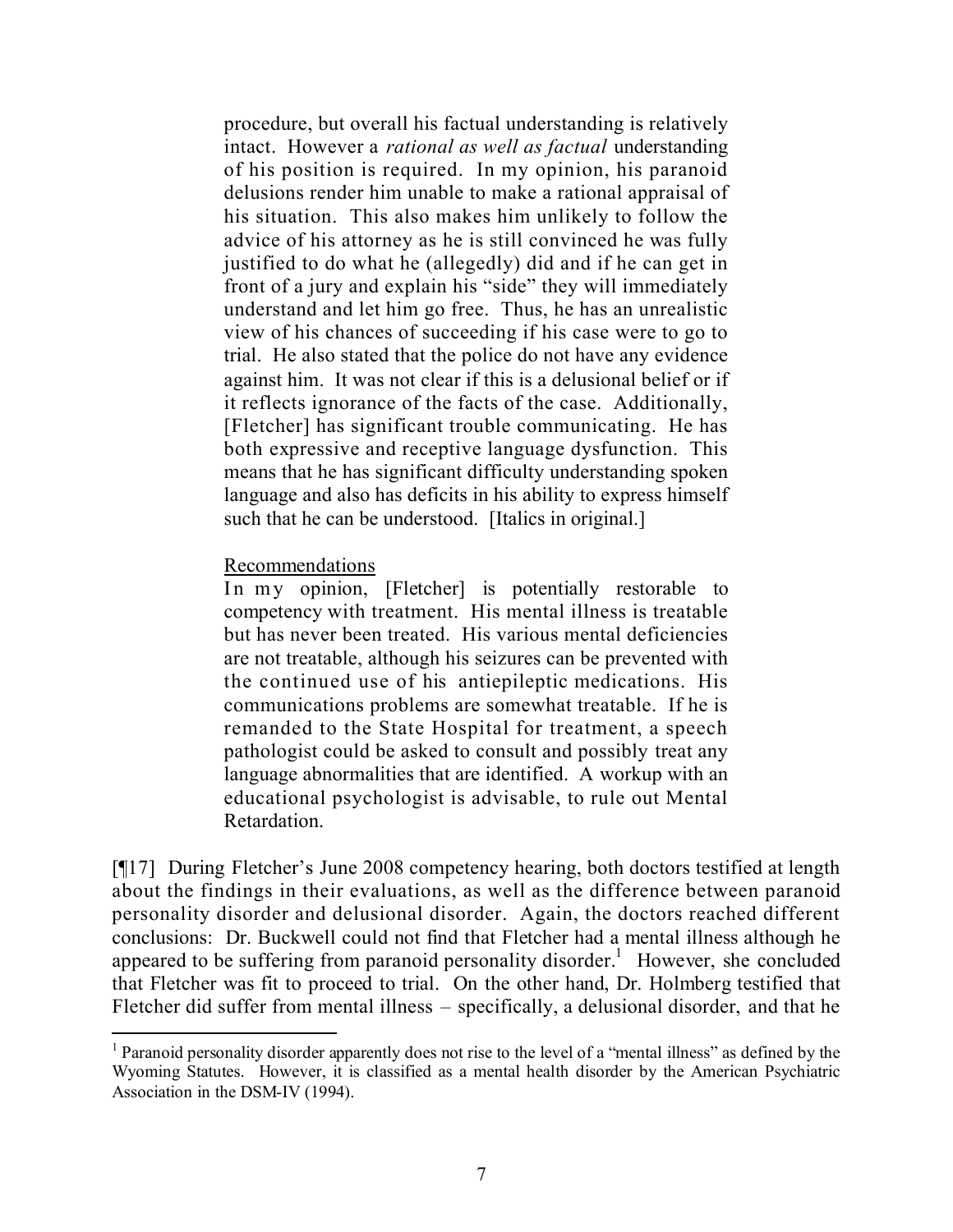> procedure, but overall his factual understanding is relatively intact. However a *rational as well as factual* understanding of his position is required. In my opinion, his paranoid delusions render him unable to make a rational appraisal of his situation. This also makes him unlikely to follow the advice of his attorney as he is still convinced he was fully justified to do what he (allegedly) did and if he can get in front of a jury and explain his "side" they will immediately understand and let him go free. Thus, he has an unrealistic view of his chances of succeeding if his case were to go to trial. He also stated that the police do not have any evidence against him. It was not clear if this is a delusional belief or if it reflects ignorance of the facts of the case. Additionally, [Fletcher] has significant trouble communicating. He has both expressive and receptive language dysfunction. This means that he has significant difficulty understanding spoken language and also has deficits in his ability to express himself such that he can be understood. [Italics in original.]
>
> Recommendations
>
> In my opinion, [Fletcher] is potentially restorable to competency with treatment. His mental illness is treatable but has never been treated. His various mental deficiencies are not treatable, although his seizures can be prevented with the continued use of his antiepileptic medications. His communications problems are somewhat treatable. If he is remanded to the State Hospital for treatment, a speech pathologist could be asked to consult and possibly treat any language abnormalities that are identified. A workup with an educational psychologist is advisable, to rule out Mental Retardation.

[¶17] During Fletcher's June 2008 competency hearing, both doctors testified at length about the findings in their evaluations, as well as the difference between paranoid personality disorder and delusional disorder. Again, the doctors reached different conclusions: Dr. Buckwell could not find that Fletcher had a mental illness although he appeared to be suffering from paranoid personality disorder.[1] However, she concluded that Fletcher was fit to proceed to trial. On the other hand, Dr. Holmberg testified that Fletcher did suffer from mental illness – specifically, a delusional disorder, and that he

---

[1] Paranoid personality disorder apparently does not rise to the level of a "mental illness" as defined by the Wyoming Statutes. However, it is classified as a mental health disorder by the American Psychiatric Association in the DSM-IV (1994).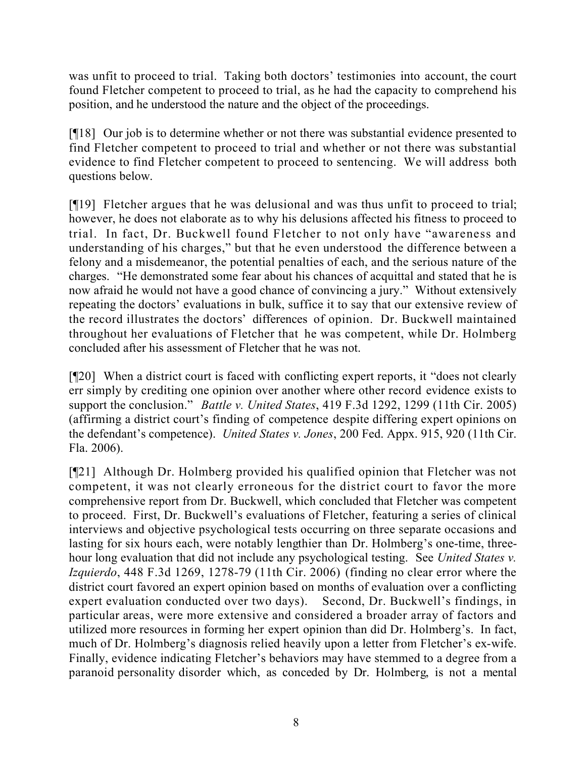was unfit to proceed to trial. Taking both doctors' testimonies into account, the court found Fletcher competent to proceed to trial, as he had the capacity to comprehend his position, and he understood the nature and the object of the proceedings.

[¶18] Our job is to determine whether or not there was substantial evidence presented to find Fletcher competent to proceed to trial and whether or not there was substantial evidence to find Fletcher competent to proceed to sentencing. We will address both questions below.

[¶19] Fletcher argues that he was delusional and was thus unfit to proceed to trial; however, he does not elaborate as to why his delusions affected his fitness to proceed to trial. In fact, Dr. Buckwell found Fletcher to not only have "awareness and understanding of his charges," but that he even understood the difference between a felony and a misdemeanor, the potential penalties of each, and the serious nature of the charges. "He demonstrated some fear about his chances of acquittal and stated that he is now afraid he would not have a good chance of convincing a jury." Without extensively repeating the doctors' evaluations in bulk, suffice it to say that our extensive review of the record illustrates the doctors' differences of opinion. Dr. Buckwell maintained throughout her evaluations of Fletcher that he was competent, while Dr. Holmberg concluded after his assessment of Fletcher that he was not.

[¶20] When a district court is faced with conflicting expert reports, it "does not clearly err simply by crediting one opinion over another where other record evidence exists to support the conclusion." *Battle v. United States*, 419 F.3d 1292, 1299 (11th Cir. 2005) (affirming a district court's finding of competence despite differing expert opinions on the defendant's competence). *United States v. Jones*, 200 Fed. Appx. 915, 920 (11th Cir. Fla. 2006).

[¶21] Although Dr. Holmberg provided his qualified opinion that Fletcher was not competent, it was not clearly erroneous for the district court to favor the more comprehensive report from Dr. Buckwell, which concluded that Fletcher was competent to proceed. First, Dr. Buckwell's evaluations of Fletcher, featuring a series of clinical interviews and objective psychological tests occurring on three separate occasions and lasting for six hours each, were notably lengthier than Dr. Holmberg's one-time, three-hour long evaluation that did not include any psychological testing. See *United States v. Izquierdo*, 448 F.3d 1269, 1278-79 (11th Cir. 2006) (finding no clear error where the district court favored an expert opinion based on months of evaluation over a conflicting expert evaluation conducted over two days). Second, Dr. Buckwell's findings, in particular areas, were more extensive and considered a broader array of factors and utilized more resources in forming her expert opinion than did Dr. Holmberg's. In fact, much of Dr. Holmberg's diagnosis relied heavily upon a letter from Fletcher's ex-wife. Finally, evidence indicating Fletcher's behaviors may have stemmed to a degree from a paranoid personality disorder which, as conceded by Dr. Holmberg, is not a mental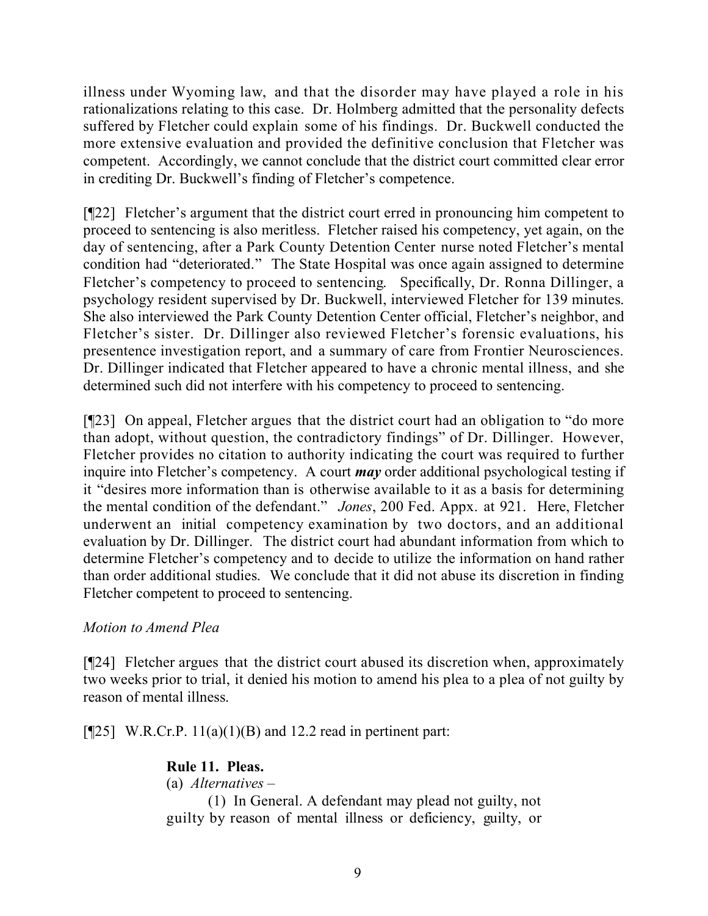illness under Wyoming law, and that the disorder may have played a role in his rationalizations relating to this case. Dr. Holmberg admitted that the personality defects suffered by Fletcher could explain some of his findings. Dr. Buckwell conducted the more extensive evaluation and provided the definitive conclusion that Fletcher was competent. Accordingly, we cannot conclude that the district court committed clear error in crediting Dr. Buckwell's finding of Fletcher's competence.

[¶22] Fletcher's argument that the district court erred in pronouncing him competent to proceed to sentencing is also meritless. Fletcher raised his competency, yet again, on the day of sentencing, after a Park County Detention Center nurse noted Fletcher's mental condition had "deteriorated." The State Hospital was once again assigned to determine Fletcher's competency to proceed to sentencing. Specifically, Dr. Ronna Dillinger, a psychology resident supervised by Dr. Buckwell, interviewed Fletcher for 139 minutes. She also interviewed the Park County Detention Center official, Fletcher's neighbor, and Fletcher's sister. Dr. Dillinger also reviewed Fletcher's forensic evaluations, his presentence investigation report, and a summary of care from Frontier Neurosciences. Dr. Dillinger indicated that Fletcher appeared to have a chronic mental illness, and she determined such did not interfere with his competency to proceed to sentencing.

[¶23] On appeal, Fletcher argues that the district court had an obligation to "do more than adopt, without question, the contradictory findings" of Dr. Dillinger. However, Fletcher provides no citation to authority indicating the court was required to further inquire into Fletcher's competency. A court ***may*** order additional psychological testing if it "desires more information than is otherwise available to it as a basis for determining the mental condition of the defendant." *Jones*, 200 Fed. Appx. at 921. Here, Fletcher underwent an initial competency examination by two doctors, and an additional evaluation by Dr. Dillinger. The district court had abundant information from which to determine Fletcher's competency and to decide to utilize the information on hand rather than order additional studies. We conclude that it did not abuse its discretion in finding Fletcher competent to proceed to sentencing.

*Motion to Amend Plea*

[¶24] Fletcher argues that the district court abused its discretion when, approximately two weeks prior to trial, it denied his motion to amend his plea to a plea of not guilty by reason of mental illness.

[¶25] W.R.Cr.P. 11(a)(1)(B) and 12.2 read in pertinent part:

> **Rule 11. Pleas.**
>
> (a) *Alternatives* –
>
> (1) In General. A defendant may plead not guilty, not guilty by reason of mental illness or deficiency, guilty, or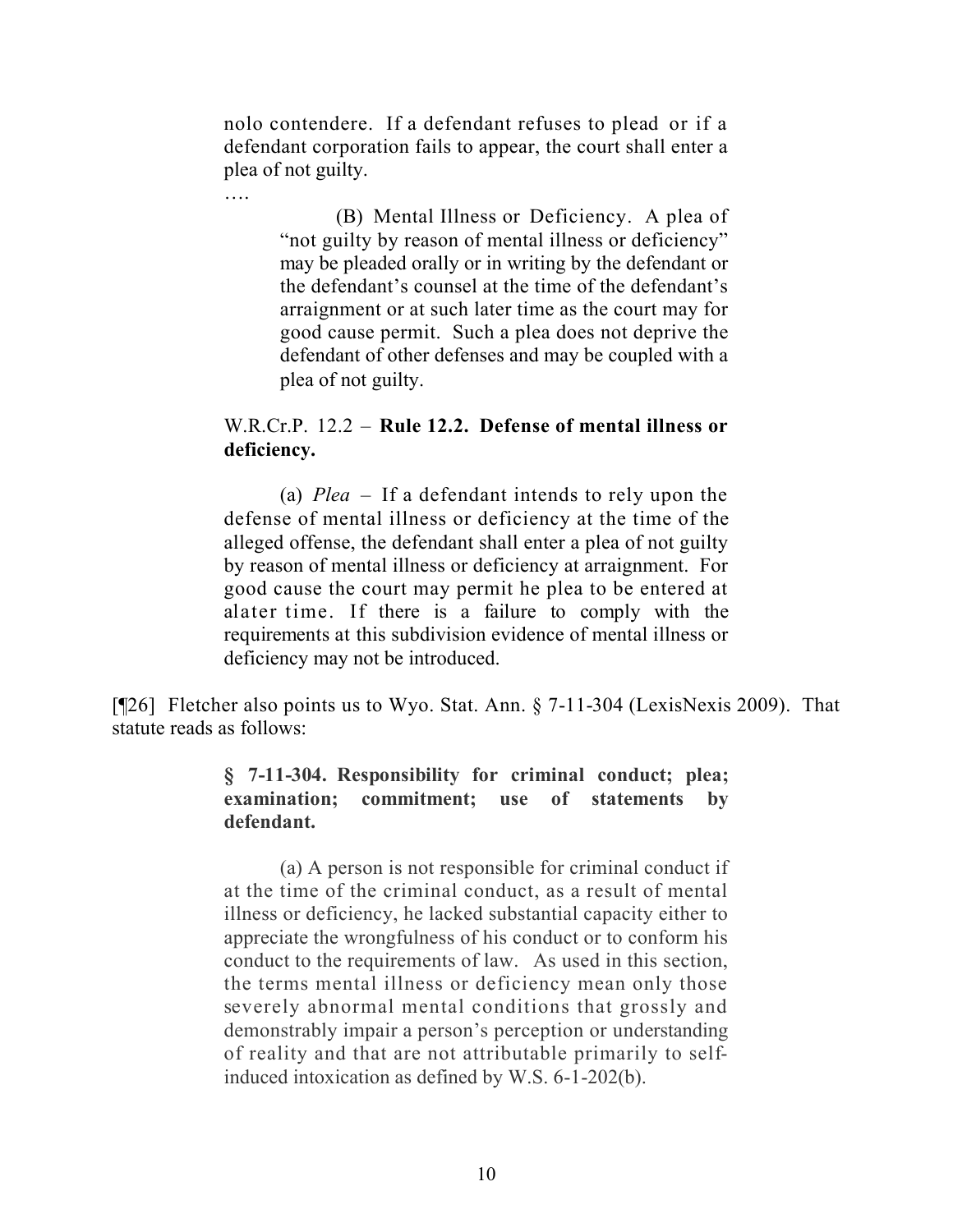nolo contendere. If a defendant refuses to plead or if a defendant corporation fails to appear, the court shall enter a plea of not guilty.

….

> (B) Mental Illness or Deficiency. A plea of "not guilty by reason of mental illness or deficiency" may be pleaded orally or in writing by the defendant or the defendant's counsel at the time of the defendant's arraignment or at such later time as the court may for good cause permit. Such a plea does not deprive the defendant of other defenses and may be coupled with a plea of not guilty.

W.R.Cr.P. 12.2 – **Rule 12.2. Defense of mental illness or deficiency.**

(a) *Plea* – If a defendant intends to rely upon the defense of mental illness or deficiency at the time of the alleged offense, the defendant shall enter a plea of not guilty by reason of mental illness or deficiency at arraignment. For good cause the court may permit he plea to be entered at alater time. If there is a failure to comply with the requirements at this subdivision evidence of mental illness or deficiency may not be introduced.

[¶26] Fletcher also points us to Wyo. Stat. Ann. § 7-11-304 (LexisNexis 2009). That statute reads as follows:

> **§ 7-11-304. Responsibility for criminal conduct; plea; examination; commitment; use of statements by defendant.**
>
> (a) A person is not responsible for criminal conduct if at the time of the criminal conduct, as a result of mental illness or deficiency, he lacked substantial capacity either to appreciate the wrongfulness of his conduct or to conform his conduct to the requirements of law. As used in this section, the terms mental illness or deficiency mean only those severely abnormal mental conditions that grossly and demonstrably impair a person's perception or understanding of reality and that are not attributable primarily to self-induced intoxication as defined by W.S. 6-1-202(b).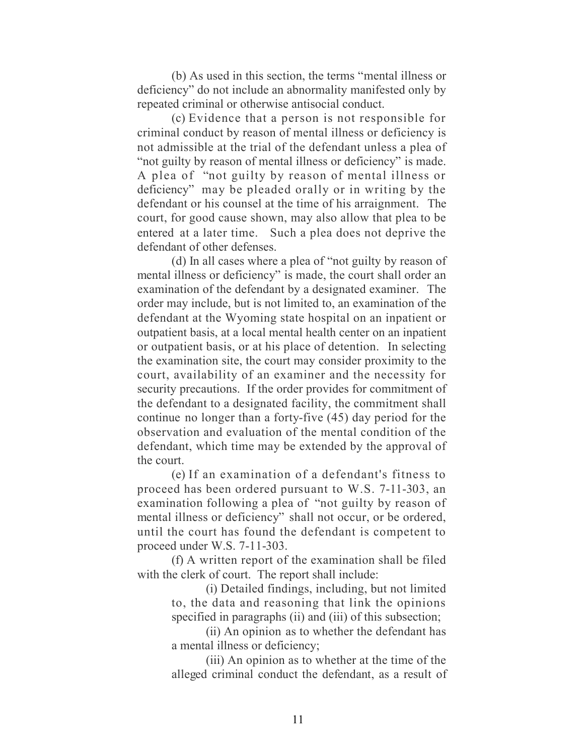(b) As used in this section, the terms "mental illness or deficiency" do not include an abnormality manifested only by repeated criminal or otherwise antisocial conduct.

(c) Evidence that a person is not responsible for criminal conduct by reason of mental illness or deficiency is not admissible at the trial of the defendant unless a plea of "not guilty by reason of mental illness or deficiency" is made. A plea of "not guilty by reason of mental illness or deficiency" may be pleaded orally or in writing by the defendant or his counsel at the time of his arraignment. The court, for good cause shown, may also allow that plea to be entered at a later time. Such a plea does not deprive the defendant of other defenses.

(d) In all cases where a plea of "not guilty by reason of mental illness or deficiency" is made, the court shall order an examination of the defendant by a designated examiner. The order may include, but is not limited to, an examination of the defendant at the Wyoming state hospital on an inpatient or outpatient basis, at a local mental health center on an inpatient or outpatient basis, or at his place of detention. In selecting the examination site, the court may consider proximity to the court, availability of an examiner and the necessity for security precautions. If the order provides for commitment of the defendant to a designated facility, the commitment shall continue no longer than a forty-five (45) day period for the observation and evaluation of the mental condition of the defendant, which time may be extended by the approval of the court.

(e) If an examination of a defendant's fitness to proceed has been ordered pursuant to W.S. 7-11-303, an examination following a plea of "not guilty by reason of mental illness or deficiency" shall not occur, or be ordered, until the court has found the defendant is competent to proceed under W.S. 7-11-303.

(f) A written report of the examination shall be filed with the clerk of court. The report shall include:

> (i) Detailed findings, including, but not limited to, the data and reasoning that link the opinions specified in paragraphs (ii) and (iii) of this subsection;
>
> (ii) An opinion as to whether the defendant has a mental illness or deficiency;
>
> (iii) An opinion as to whether at the time of the alleged criminal conduct the defendant, as a result of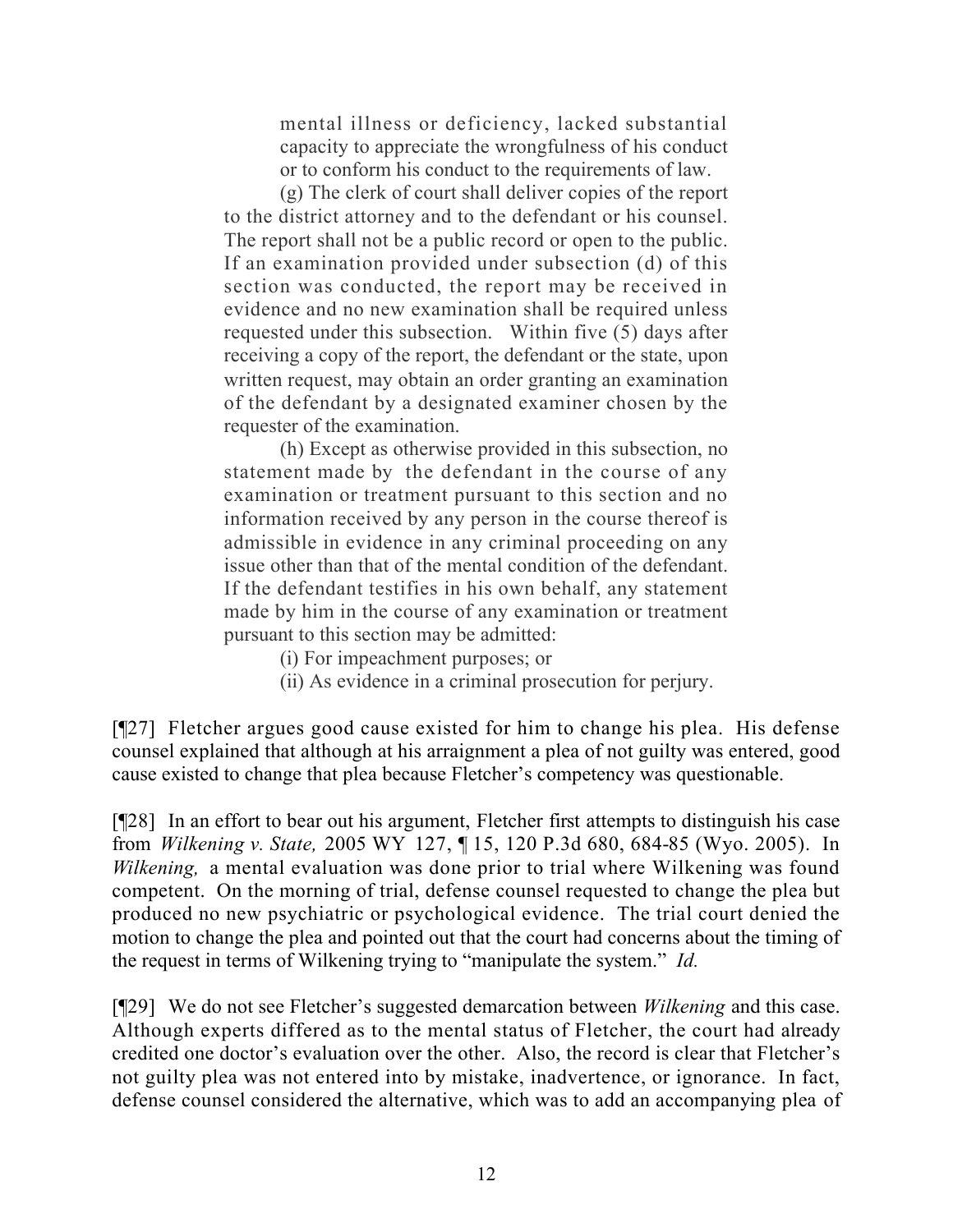> mental illness or deficiency, lacked substantial capacity to appreciate the wrongfulness of his conduct or to conform his conduct to the requirements of law.
>
> (g) The clerk of court shall deliver copies of the report to the district attorney and to the defendant or his counsel. The report shall not be a public record or open to the public. If an examination provided under subsection (d) of this section was conducted, the report may be received in evidence and no new examination shall be required unless requested under this subsection. Within five (5) days after receiving a copy of the report, the defendant or the state, upon written request, may obtain an order granting an examination of the defendant by a designated examiner chosen by the requester of the examination.
>
> (h) Except as otherwise provided in this subsection, no statement made by the defendant in the course of any examination or treatment pursuant to this section and no information received by any person in the course thereof is admissible in evidence in any criminal proceeding on any issue other than that of the mental condition of the defendant. If the defendant testifies in his own behalf, any statement made by him in the course of any examination or treatment pursuant to this section may be admitted:
>
> (i) For impeachment purposes; or
>
> (ii) As evidence in a criminal prosecution for perjury.

[¶27] Fletcher argues good cause existed for him to change his plea. His defense counsel explained that although at his arraignment a plea of not guilty was entered, good cause existed to change that plea because Fletcher's competency was questionable.

[¶28] In an effort to bear out his argument, Fletcher first attempts to distinguish his case from *Wilkening v. State,* 2005 WY 127, ¶ 15, 120 P.3d 680, 684-85 (Wyo. 2005). In *Wilkening,* a mental evaluation was done prior to trial where Wilkening was found competent. On the morning of trial, defense counsel requested to change the plea but produced no new psychiatric or psychological evidence. The trial court denied the motion to change the plea and pointed out that the court had concerns about the timing of the request in terms of Wilkening trying to "manipulate the system." *Id.*

[¶29] We do not see Fletcher's suggested demarcation between *Wilkening* and this case. Although experts differed as to the mental status of Fletcher, the court had already credited one doctor's evaluation over the other. Also, the record is clear that Fletcher's not guilty plea was not entered into by mistake, inadvertence, or ignorance. In fact, defense counsel considered the alternative, which was to add an accompanying plea of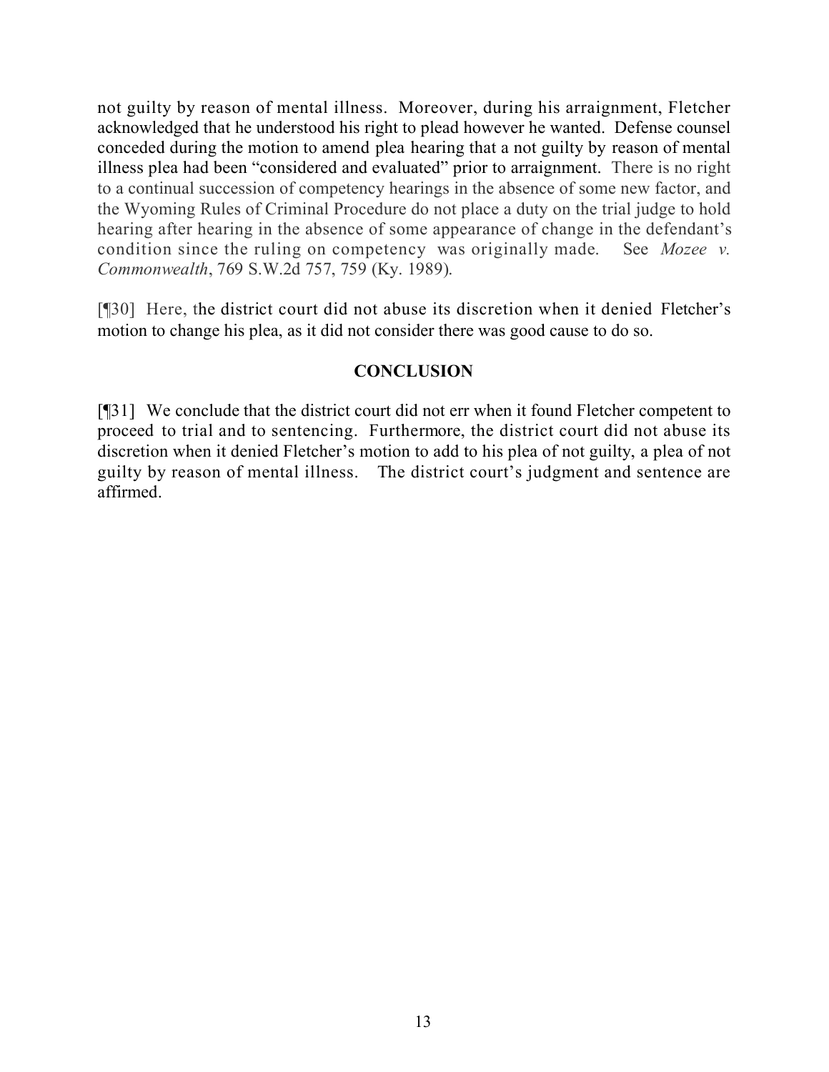not guilty by reason of mental illness. Moreover, during his arraignment, Fletcher acknowledged that he understood his right to plead however he wanted. Defense counsel conceded during the motion to amend plea hearing that a not guilty by reason of mental illness plea had been "considered and evaluated" prior to arraignment. There is no right to a continual succession of competency hearings in the absence of some new factor, and the Wyoming Rules of Criminal Procedure do not place a duty on the trial judge to hold hearing after hearing in the absence of some appearance of change in the defendant's condition since the ruling on competency was originally made. See *Mozee v. Commonwealth*, 769 S.W.2d 757, 759 (Ky. 1989).

[¶30] Here, the district court did not abuse its discretion when it denied Fletcher's motion to change his plea, as it did not consider there was good cause to do so.

## CONCLUSION

[¶31] We conclude that the district court did not err when it found Fletcher competent to proceed to trial and to sentencing. Furthermore, the district court did not abuse its discretion when it denied Fletcher's motion to add to his plea of not guilty, a plea of not guilty by reason of mental illness. The district court's judgment and sentence are affirmed.